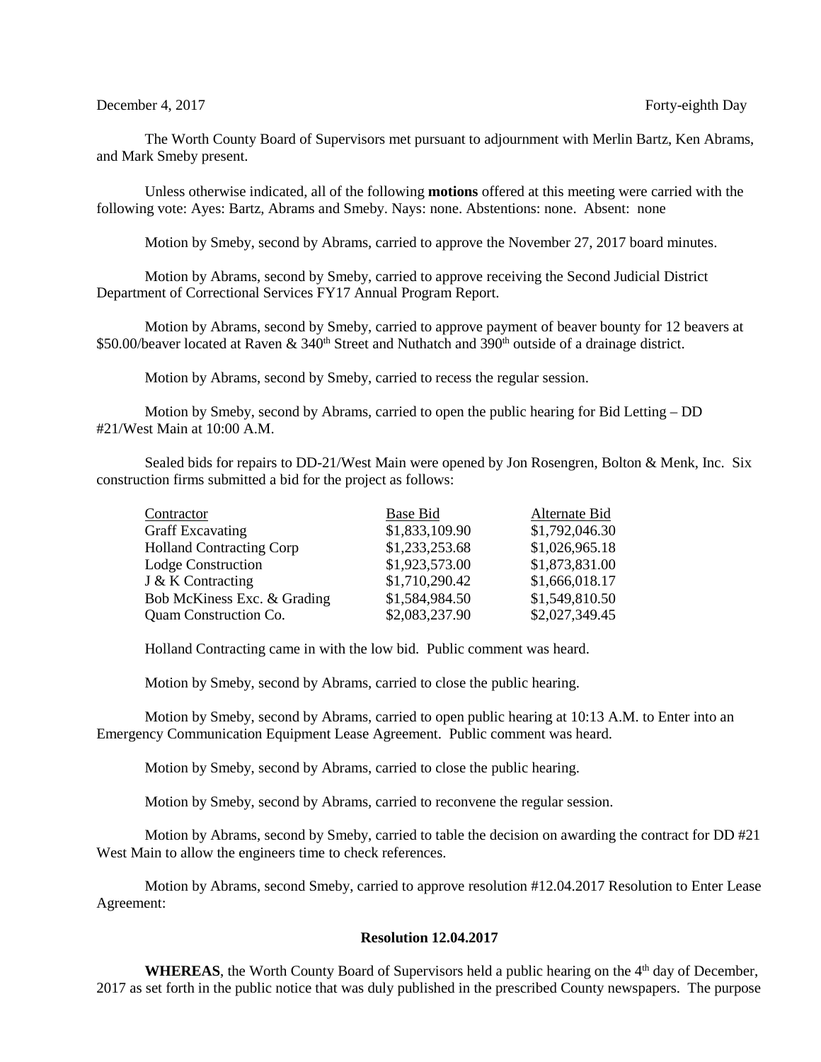December 4, 2017 Forty-eighth Day

The Worth County Board of Supervisors met pursuant to adjournment with Merlin Bartz, Ken Abrams, and Mark Smeby present.

Unless otherwise indicated, all of the following **motions** offered at this meeting were carried with the following vote: Ayes: Bartz, Abrams and Smeby. Nays: none. Abstentions: none. Absent: none

Motion by Smeby, second by Abrams, carried to approve the November 27, 2017 board minutes.

Motion by Abrams, second by Smeby, carried to approve receiving the Second Judicial District Department of Correctional Services FY17 Annual Program Report.

Motion by Abrams, second by Smeby, carried to approve payment of beaver bounty for 12 beavers at \$50.00/beaver located at Raven & 340th Street and Nuthatch and 390th outside of a drainage district.

Motion by Abrams, second by Smeby, carried to recess the regular session.

Motion by Smeby, second by Abrams, carried to open the public hearing for Bid Letting – DD #21/West Main at 10:00 A.M.

Sealed bids for repairs to DD-21/West Main were opened by Jon Rosengren, Bolton & Menk, Inc. Six construction firms submitted a bid for the project as follows:

| Contractor | Base Bid | Alternate Bid |
|---|---|---|
| Graff Excavating | \$1,833,109.90 | \$1,792,046.30 |
| Holland Contracting Corp | \$1,233,253.68 | \$1,026,965.18 |
| Lodge Construction | \$1,923,573.00 | \$1,873,831.00 |
| J & K Contracting | \$1,710,290.42 | \$1,666,018.17 |
| Bob McKiness Exc. & Grading | \$1,584,984.50 | \$1,549,810.50 |
| Quam Construction Co. | \$2,083,237.90 | \$2,027,349.45 |

Holland Contracting came in with the low bid. Public comment was heard.

Motion by Smeby, second by Abrams, carried to close the public hearing.

Motion by Smeby, second by Abrams, carried to open public hearing at 10:13 A.M. to Enter into an Emergency Communication Equipment Lease Agreement. Public comment was heard.

Motion by Smeby, second by Abrams, carried to close the public hearing.

Motion by Smeby, second by Abrams, carried to reconvene the regular session.

Motion by Abrams, second by Smeby, carried to table the decision on awarding the contract for DD #21 West Main to allow the engineers time to check references.

Motion by Abrams, second Smeby, carried to approve resolution #12.04.2017 Resolution to Enter Lease Agreement:

**Resolution 12.04.2017**

**WHEREAS**, the Worth County Board of Supervisors held a public hearing on the 4th day of December, 2017 as set forth in the public notice that was duly published in the prescribed County newspapers. The purpose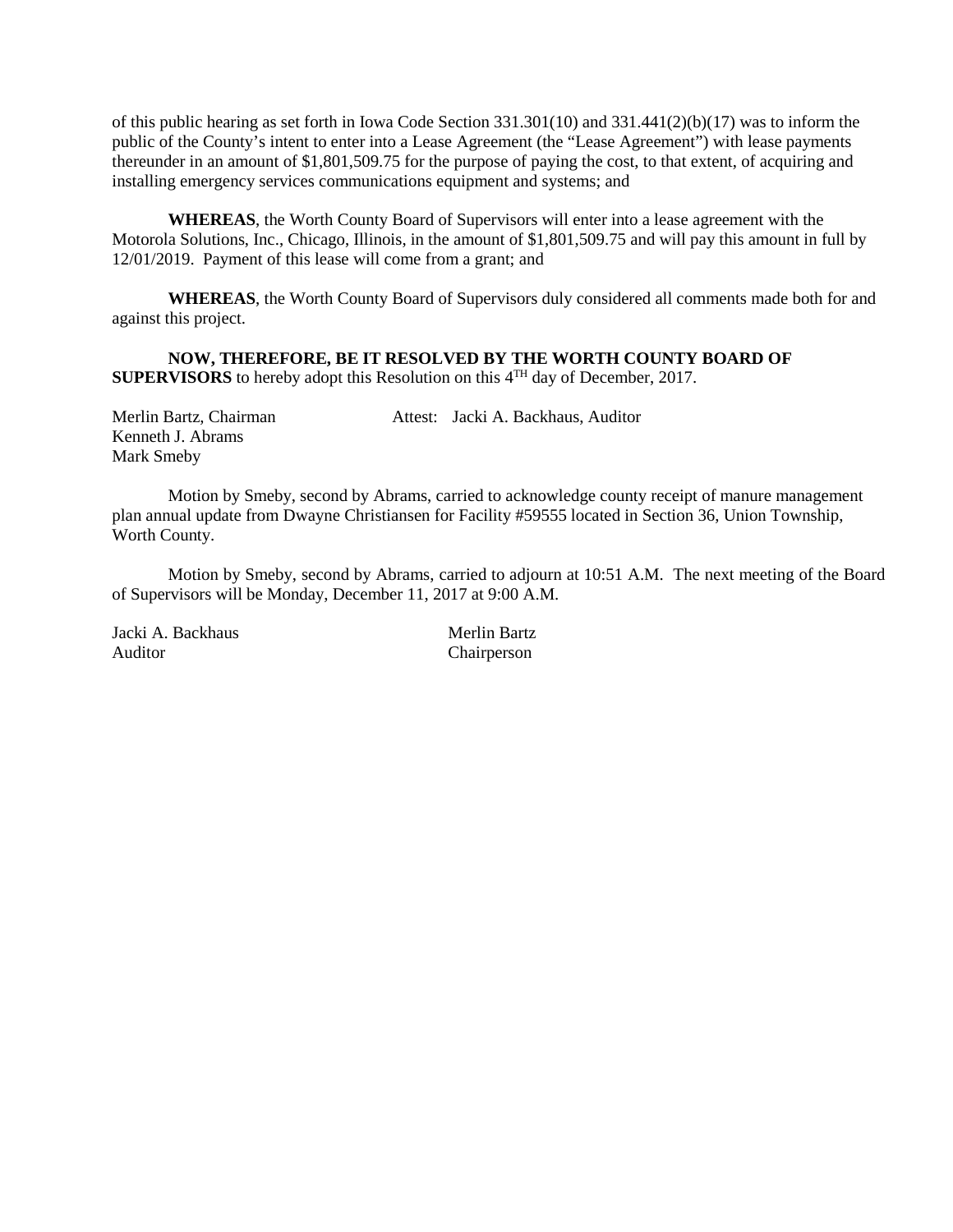of this public hearing as set forth in Iowa Code Section 331.301(10) and 331.441(2)(b)(17) was to inform the public of the County's intent to enter into a Lease Agreement (the "Lease Agreement") with lease payments thereunder in an amount of $1,801,509.75 for the purpose of paying the cost, to that extent, of acquiring and installing emergency services communications equipment and systems; and

**WHEREAS**, the Worth County Board of Supervisors will enter into a lease agreement with the Motorola Solutions, Inc., Chicago, Illinois, in the amount of $1,801,509.75 and will pay this amount in full by 12/01/2019. Payment of this lease will come from a grant; and

**WHEREAS**, the Worth County Board of Supervisors duly considered all comments made both for and against this project.

**NOW, THEREFORE, BE IT RESOLVED BY THE WORTH COUNTY BOARD OF SUPERVISORS** to hereby adopt this Resolution on this 4TH day of December, 2017.

Merlin Bartz, Chairman  
Kenneth J. Abrams  
Mark Smeby

Attest: Jacki A. Backhaus, Auditor

Motion by Smeby, second by Abrams, carried to acknowledge county receipt of manure management plan annual update from Dwayne Christiansen for Facility #59555 located in Section 36, Union Township, Worth County.

Motion by Smeby, second by Abrams, carried to adjourn at 10:51 A.M. The next meeting of the Board of Supervisors will be Monday, December 11, 2017 at 9:00 A.M.

Jacki A. Backhaus  
Auditor

Merlin Bartz  
Chairperson